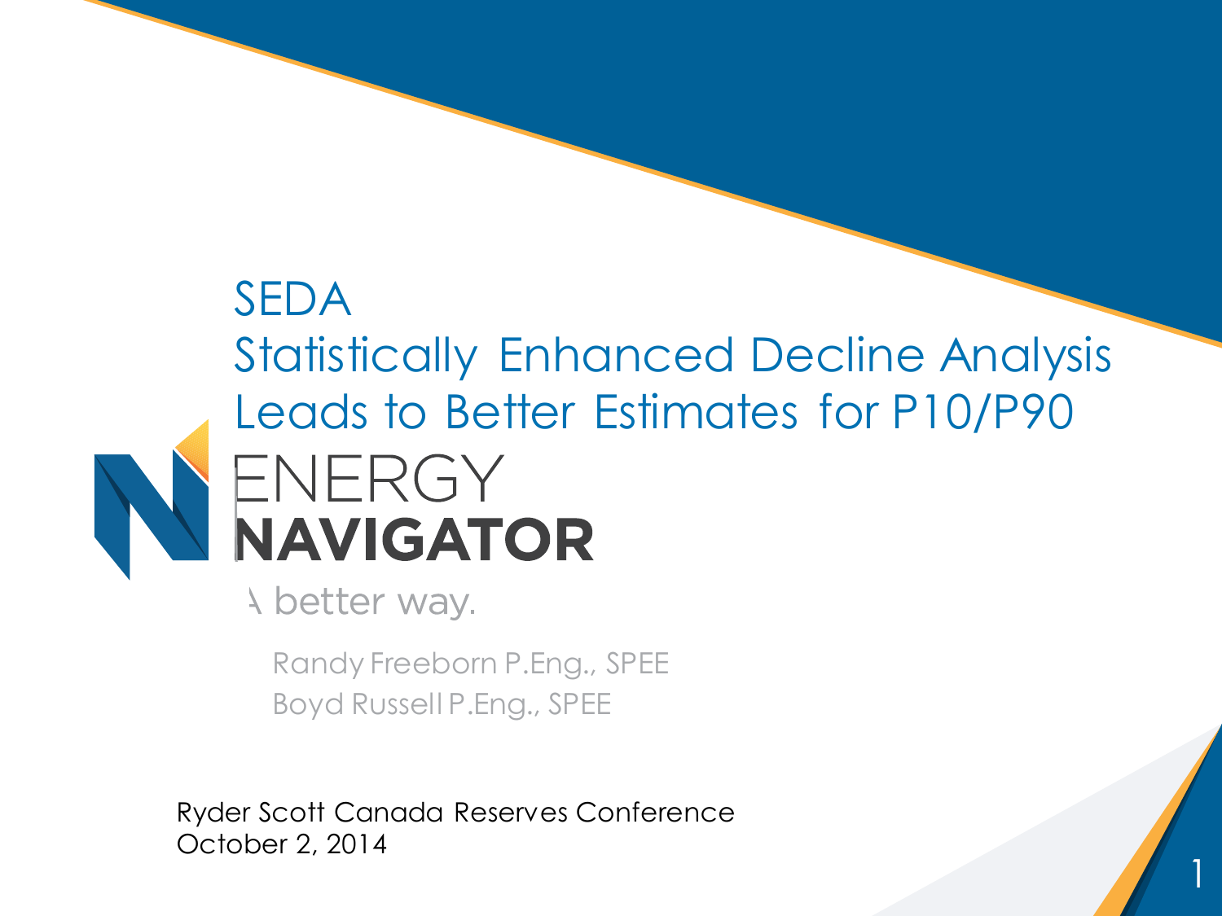# SEDA
# Statistically Enhanced Decline Analysis Leads to Better Estimates for P10/P90

ENERGY
**NAVIGATOR**

A better way.

Randy Freeborn P.Eng., SPEE
Boyd Russell P.Eng., SPEE

Ryder Scott Canada Reserves Conference
October 2, 2014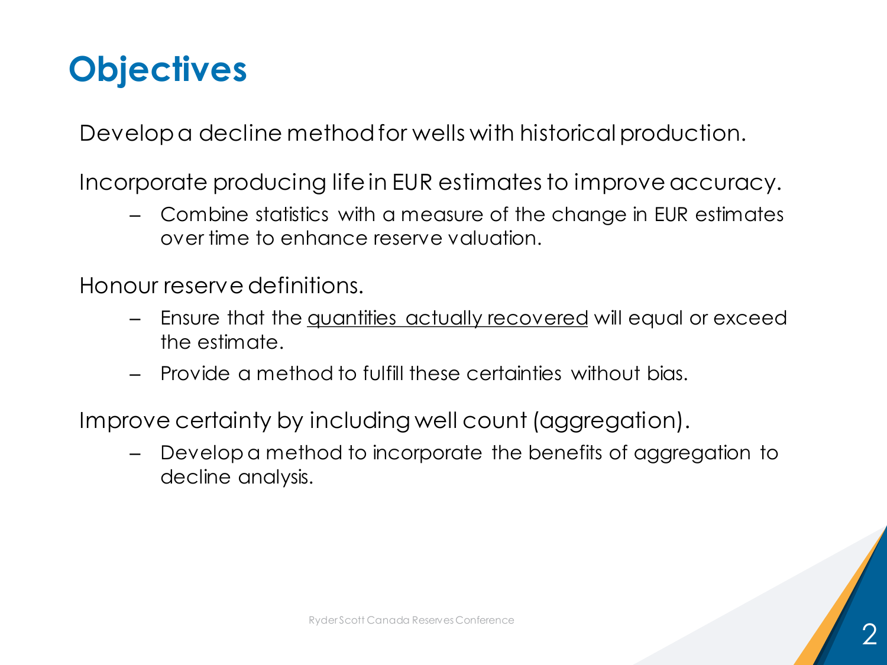# Objectives

Develop a decline method for wells with historical production.

Incorporate producing life in EUR estimates to improve accuracy.

- Combine statistics with a measure of the change in EUR estimates over time to enhance reserve valuation.

Honour reserve definitions.

- Ensure that the <u>quantities actually recovered</u> will equal or exceed the estimate.
- Provide a method to fulfill these certainties without bias.

Improve certainty by including well count (aggregation).

- Develop a method to incorporate the benefits of aggregation to decline analysis.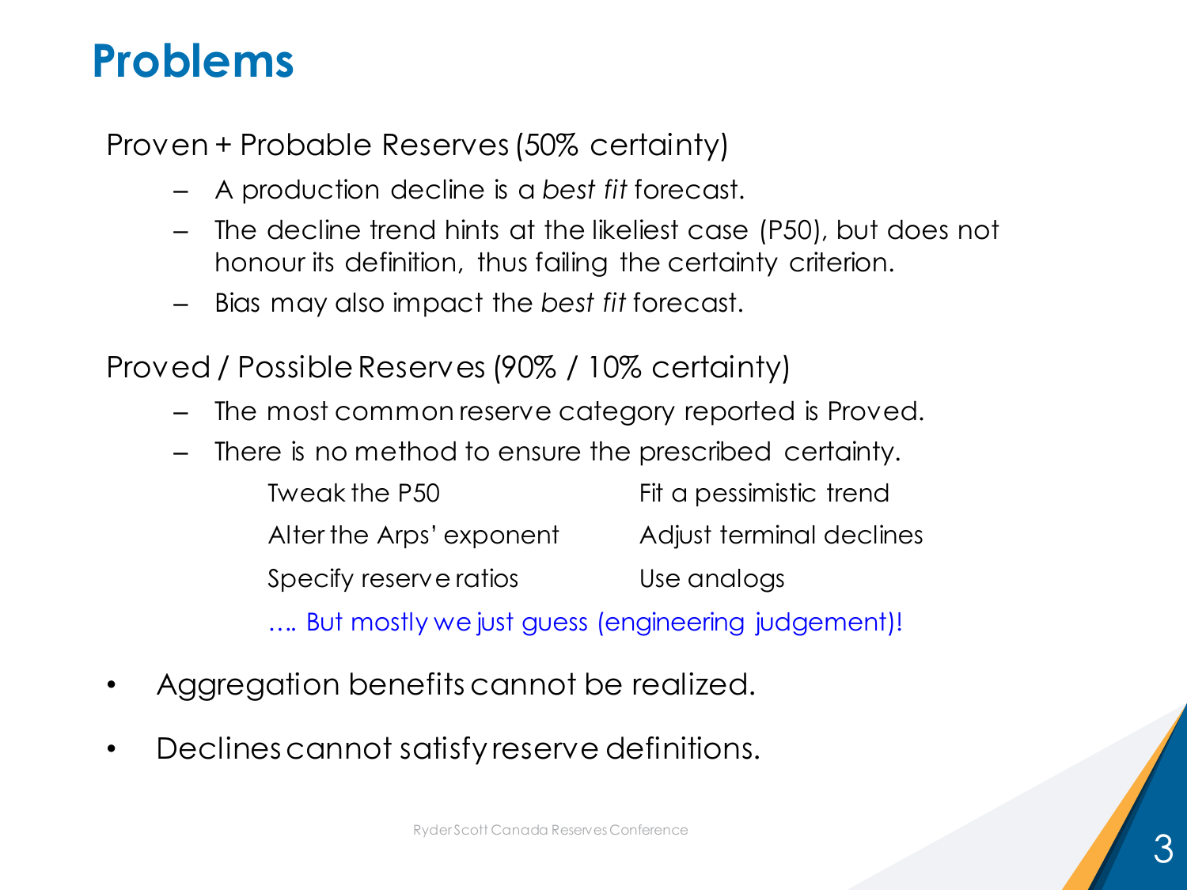# Problems

Proven + Probable Reserves (50% certainty)

- A production decline is a *best fit* forecast.
- The decline trend hints at the likeliest case (P50), but does not honour its definition, thus failing the certainty criterion.
- Bias may also impact the *best fit* forecast.

Proved / Possible Reserves (90% / 10% certainty)

- The most common reserve category reported is Proved.
- There is no method to ensure the prescribed certainty.

  Tweak the P50

  Fit a pessimistic trend

  Alter the Arps' exponent

  Adjust terminal declines

  Specify reserve ratios

  Use analogs

  …. But mostly we just guess (engineering judgement)!

- Aggregation benefits cannot be realized.
- Declines cannot satisfy reserve definitions.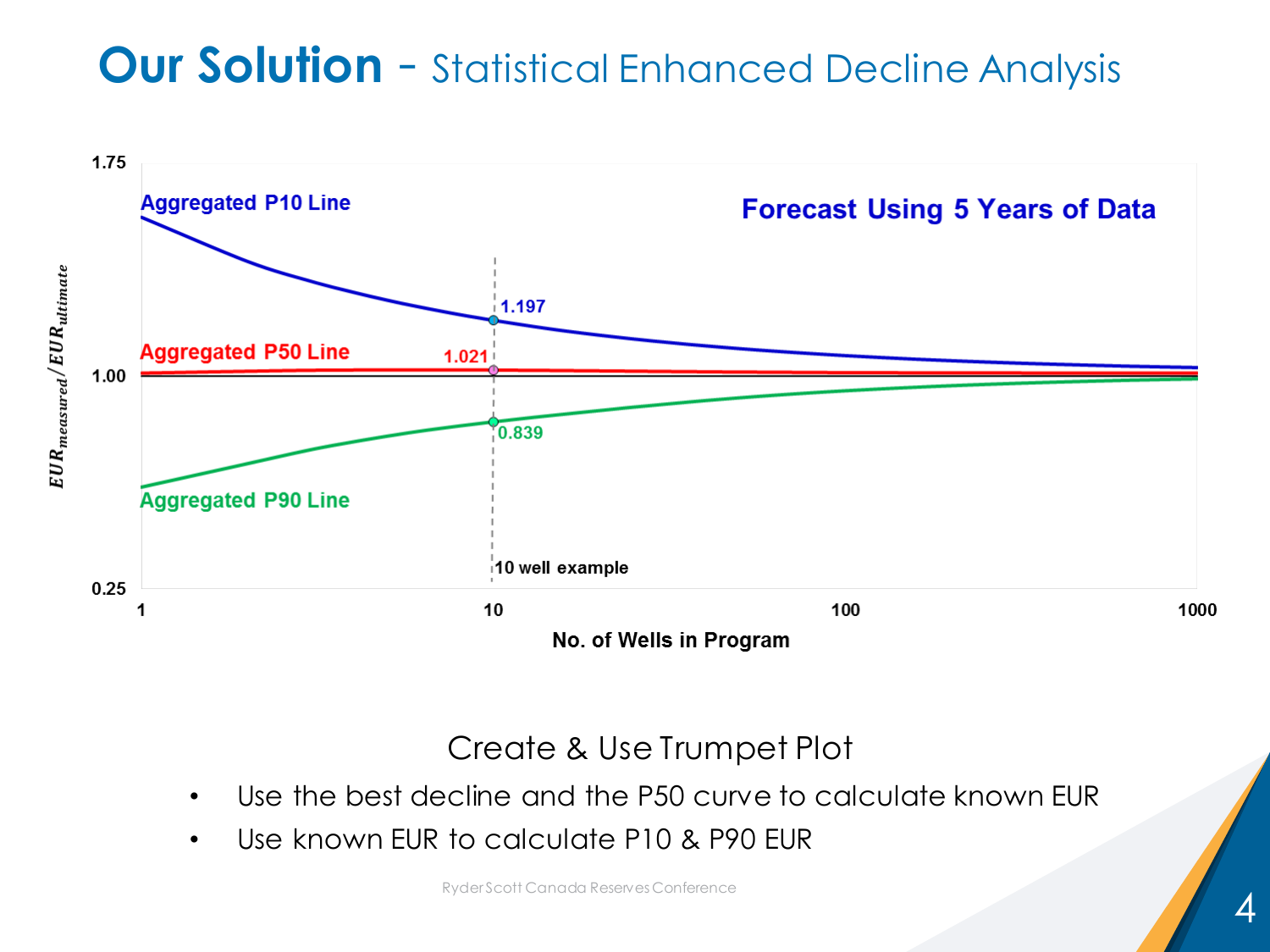# Our Solution - Statistical Enhanced Decline Analysis

**Forecast Using 5 Years of Data**

Aggregated P10 Line

Aggregated P50 Line

Aggregated P90 Line

1.197

1.021

0.839

10 well example

$EUR_{measured}/EUR_{ultimate}$

No. of Wells in Program

Create & Use Trumpet Plot

- Use the best decline and the P50 curve to calculate known EUR
- Use known EUR to calculate P10 & P90 EUR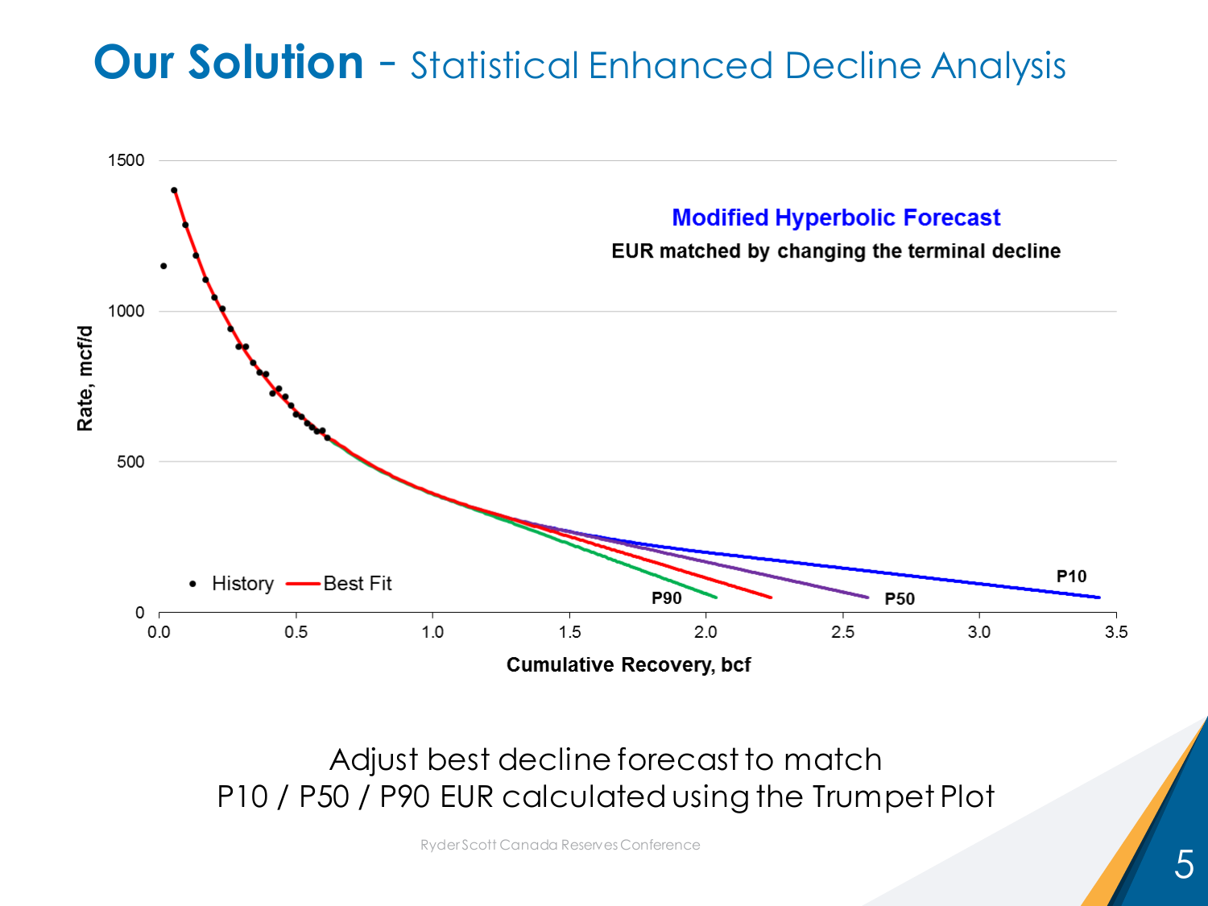# Our Solution - Statistical Enhanced Decline Analysis

**Modified Hyperbolic Forecast**

**EUR matched by changing the terminal decline**

Rate, mcf/d (0 – 1500) vs. Cumulative Recovery, bcf (0.0 – 3.5)

Legend: History, Best Fit — curves labeled P90, P50, P10

Adjust best decline forecast to match
P10 / P50 / P90 EUR calculated using the Trumpet Plot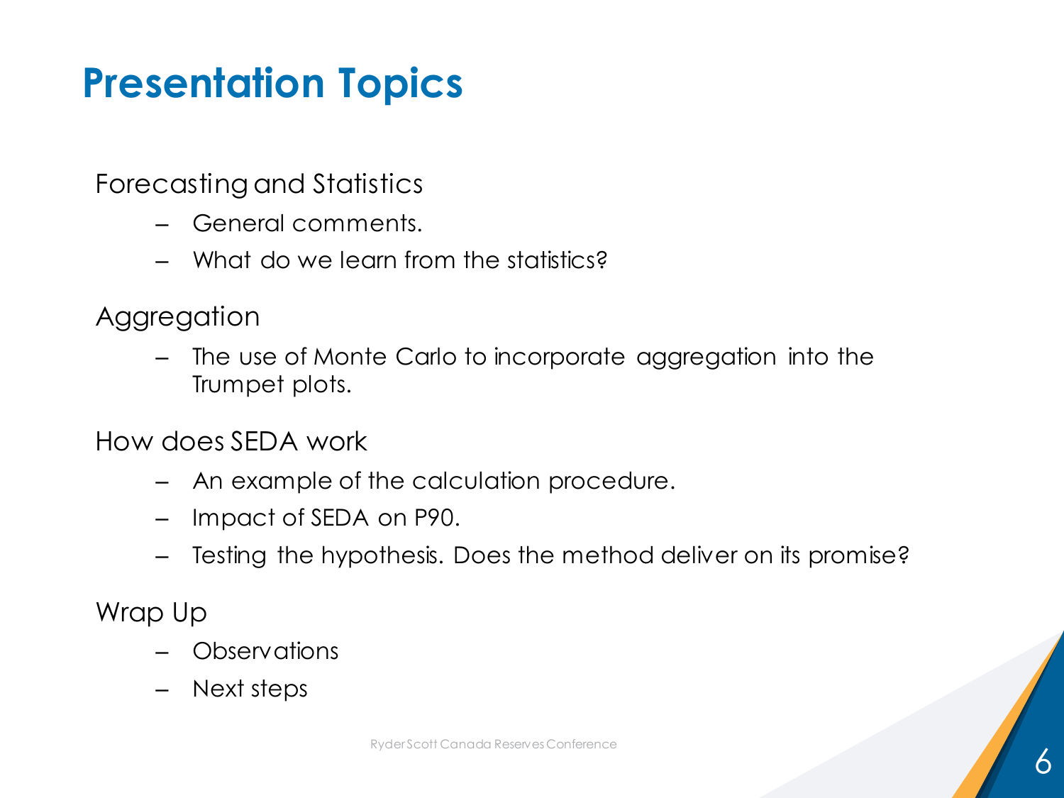# Presentation Topics

Forecasting and Statistics

- General comments.
- What do we learn from the statistics?

Aggregation

- The use of Monte Carlo to incorporate aggregation into the Trumpet plots.

How does SEDA work

- An example of the calculation procedure.
- Impact of SEDA on P90.
- Testing the hypothesis. Does the method deliver on its promise?

Wrap Up

- Observations
- Next steps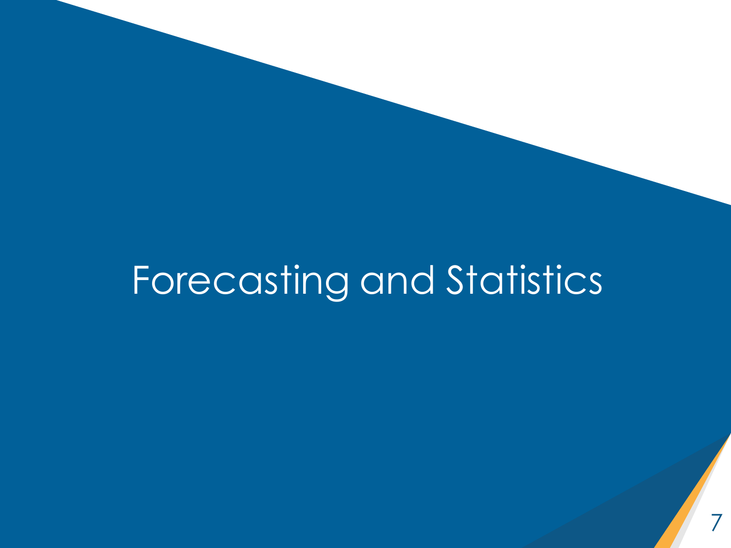# Forecasting and Statistics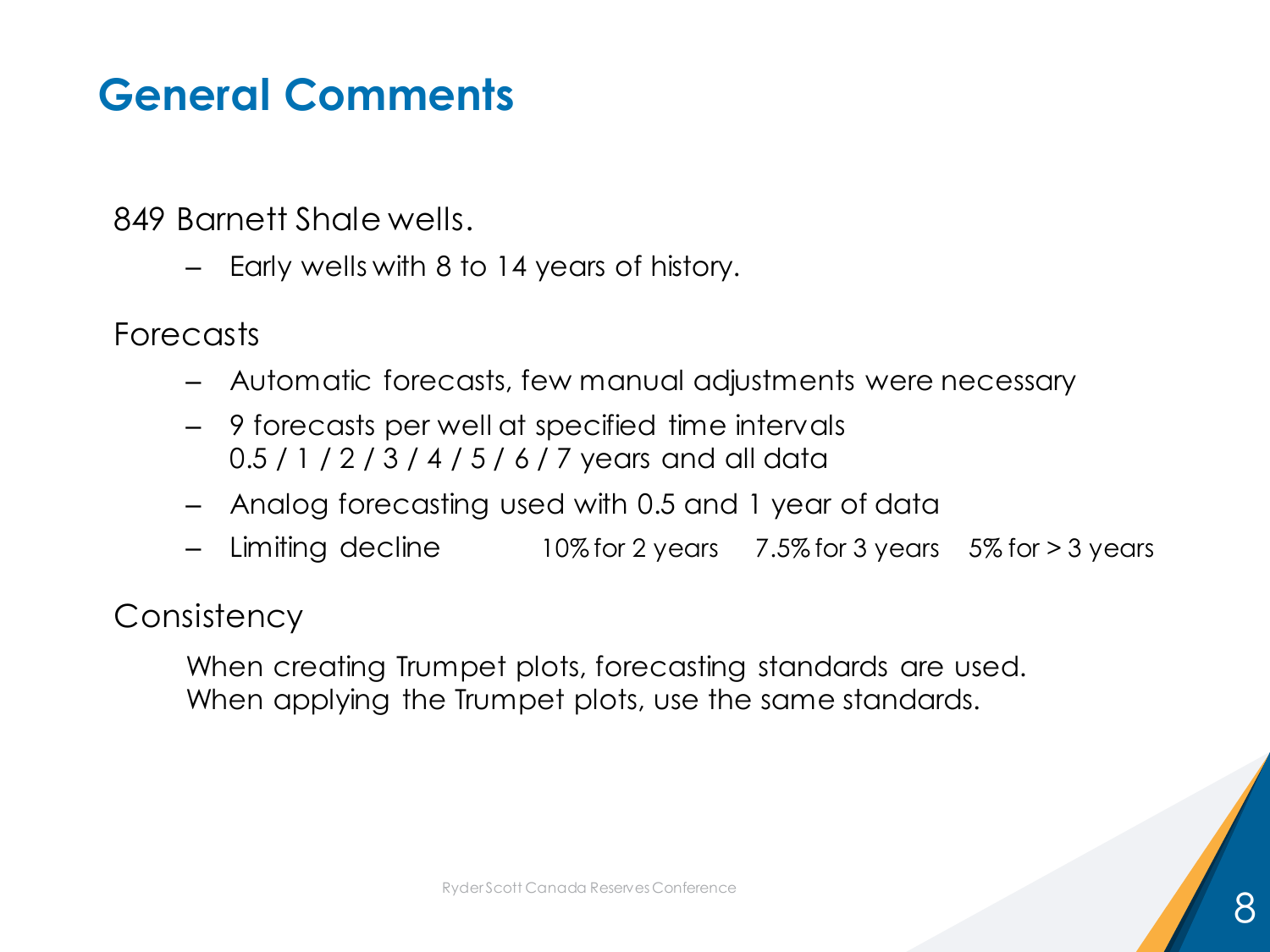# General Comments

849 Barnett Shale wells.

- Early wells with 8 to 14 years of history.

Forecasts

- Automatic forecasts, few manual adjustments were necessary
- 9 forecasts per well at specified time intervals
  0.5 / 1 / 2 / 3 / 4 / 5 / 6 / 7 years and all data
- Analog forecasting used with 0.5 and 1 year of data
- Limiting decline 10% for 2 years 7.5% for 3 years 5% for > 3 years

Consistency

When creating Trumpet plots, forecasting standards are used.
When applying the Trumpet plots, use the same standards.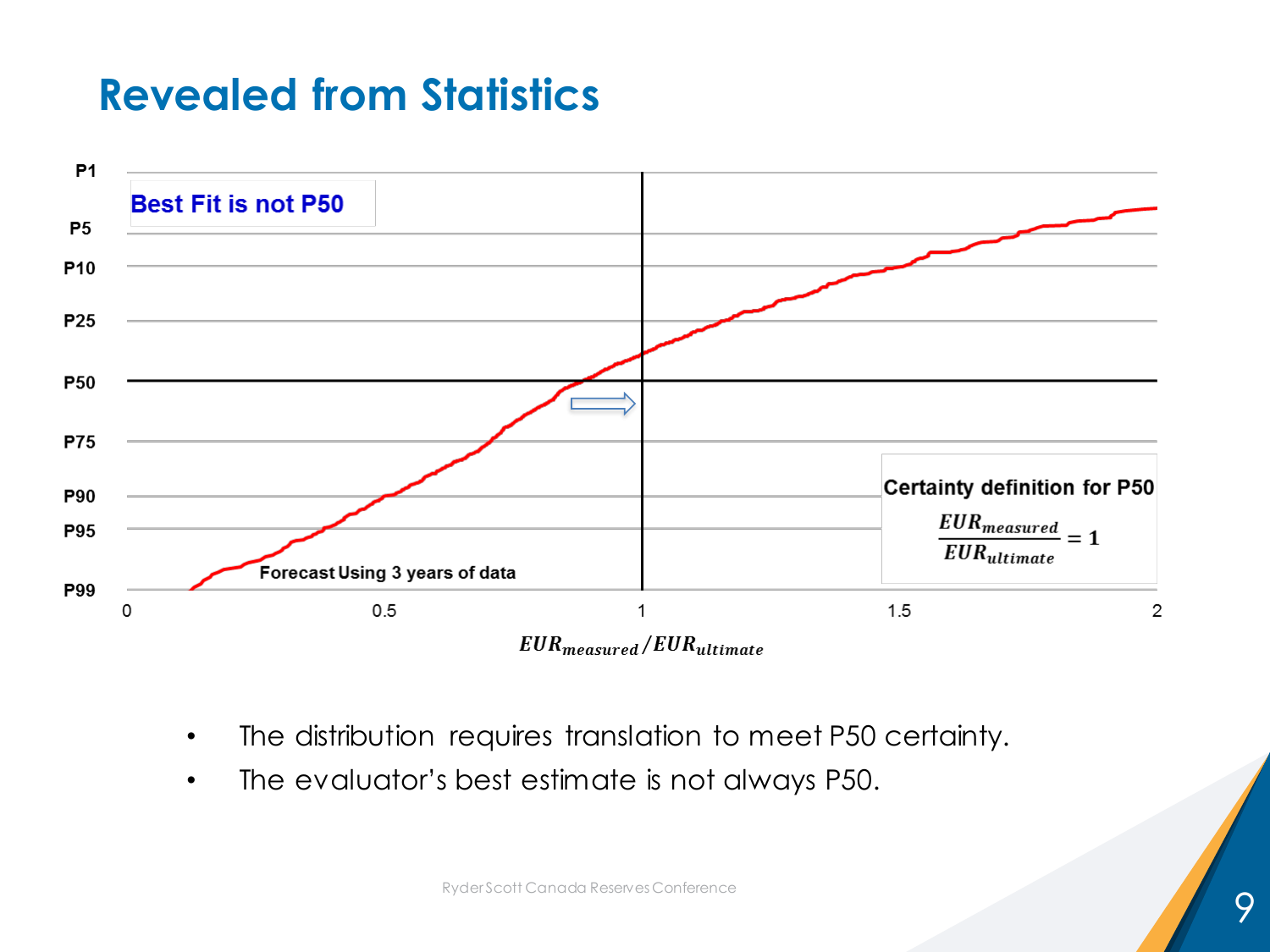# Revealed from Statistics

Best Fit is not P50

P1

P5

P10

P25

P50

P75

P90

P95

P99

0 0.5 1 1.5 2

$EUR_{measured}/EUR_{ultimate}$

Forecast Using 3 years of data

**Certainty definition for P50**

$$\frac{EUR_{measured}}{EUR_{ultimate}} = 1$$

- The distribution requires translation to meet P50 certainty.
- The evaluator's best estimate is not always P50.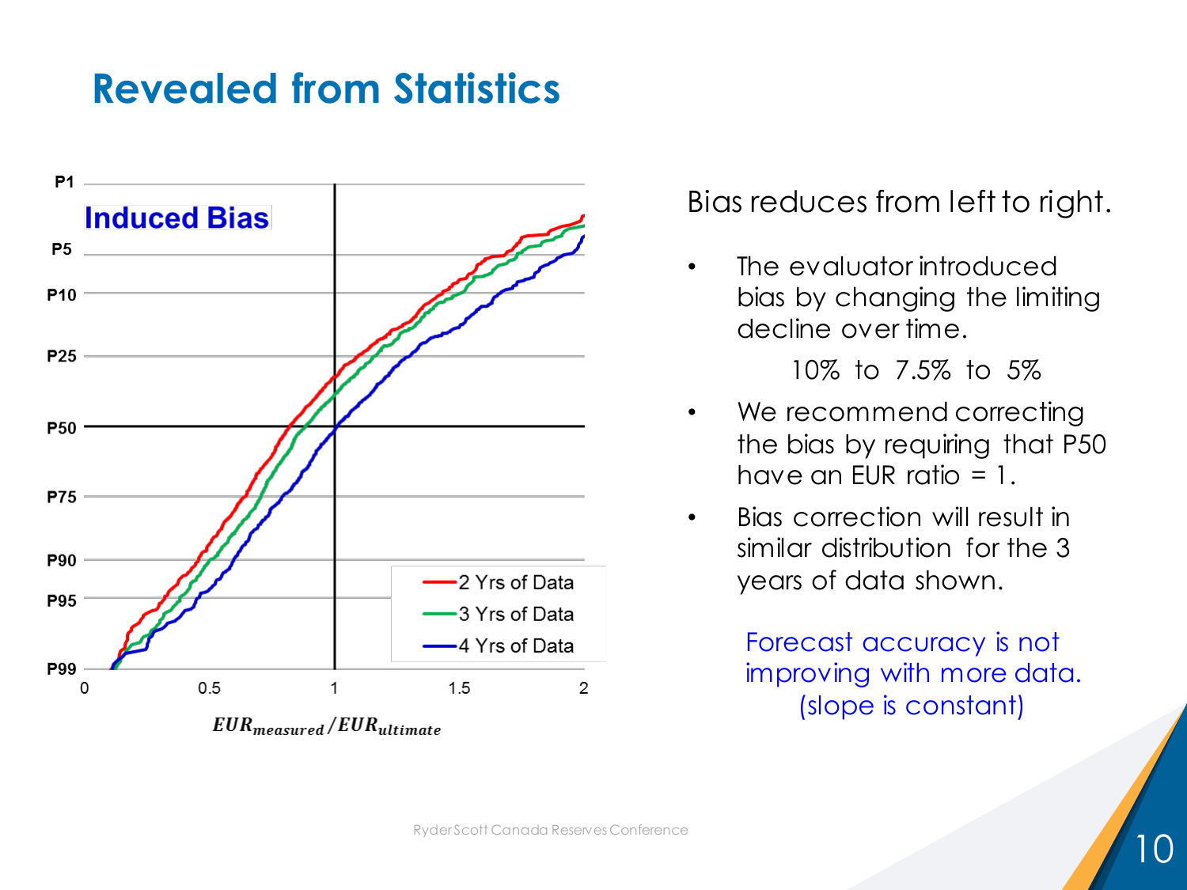# Revealed from Statistics

**Induced Bias**

| Probability |
|---|
| P1 |
| P5 |
| P10 |
| P25 |
| P50 |
| P75 |
| P90 |
| P95 |
| P99 |

Legend: 2 Yrs of Data; 3 Yrs of Data; 4 Yrs of Data

x-axis: 0, 0.5, 1, 1.5, 2

$EUR_{measured}/EUR_{ultimate}$

Bias reduces from left to right.

- The evaluator introduced bias by changing the limiting decline over time.

  10% to 7.5% to 5%

- We recommend correcting the bias by requiring that P50 have an EUR ratio = 1.
- Bias correction will result in similar distribution for the 3 years of data shown.

Forecast accuracy is not improving with more data. (slope is constant)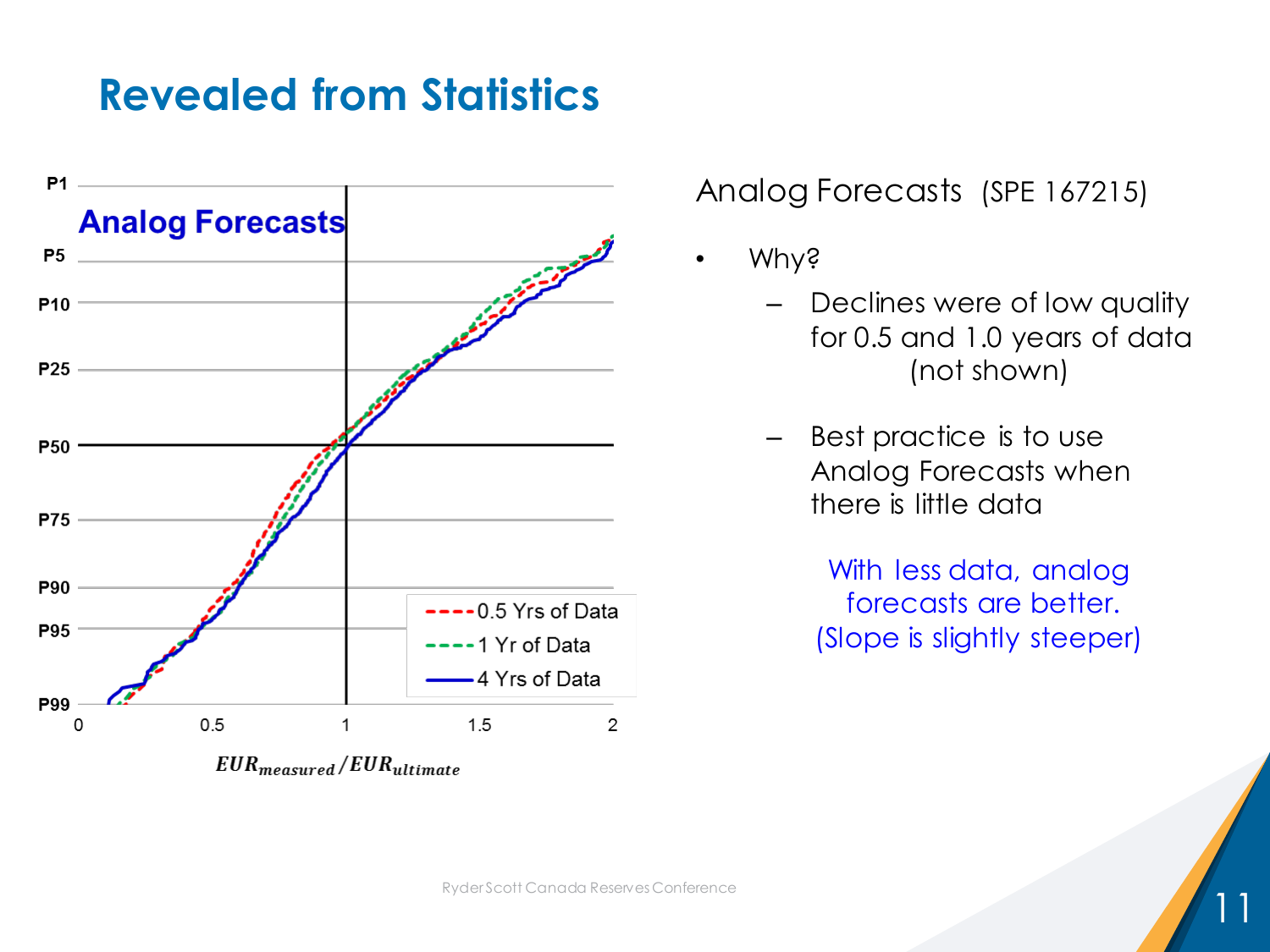# Revealed from Statistics

**Analog Forecasts**

P1, P5, P10, P25, P50, P75, P90, P95, P99

0, 0.5, 1, 1.5, 2

- 0.5 Yrs of Data
- 1 Yr of Data
- 4 Yrs of Data

$EUR_{measured}/EUR_{ultimate}$

Analog Forecasts (SPE 167215)

- Why?
  - Declines were of low quality for 0.5 and 1.0 years of data (not shown)
  - Best practice is to use Analog Forecasts when there is little data

With less data, analog forecasts are better. (Slope is slightly steeper)

Ryder Scott Canada Reserves Conference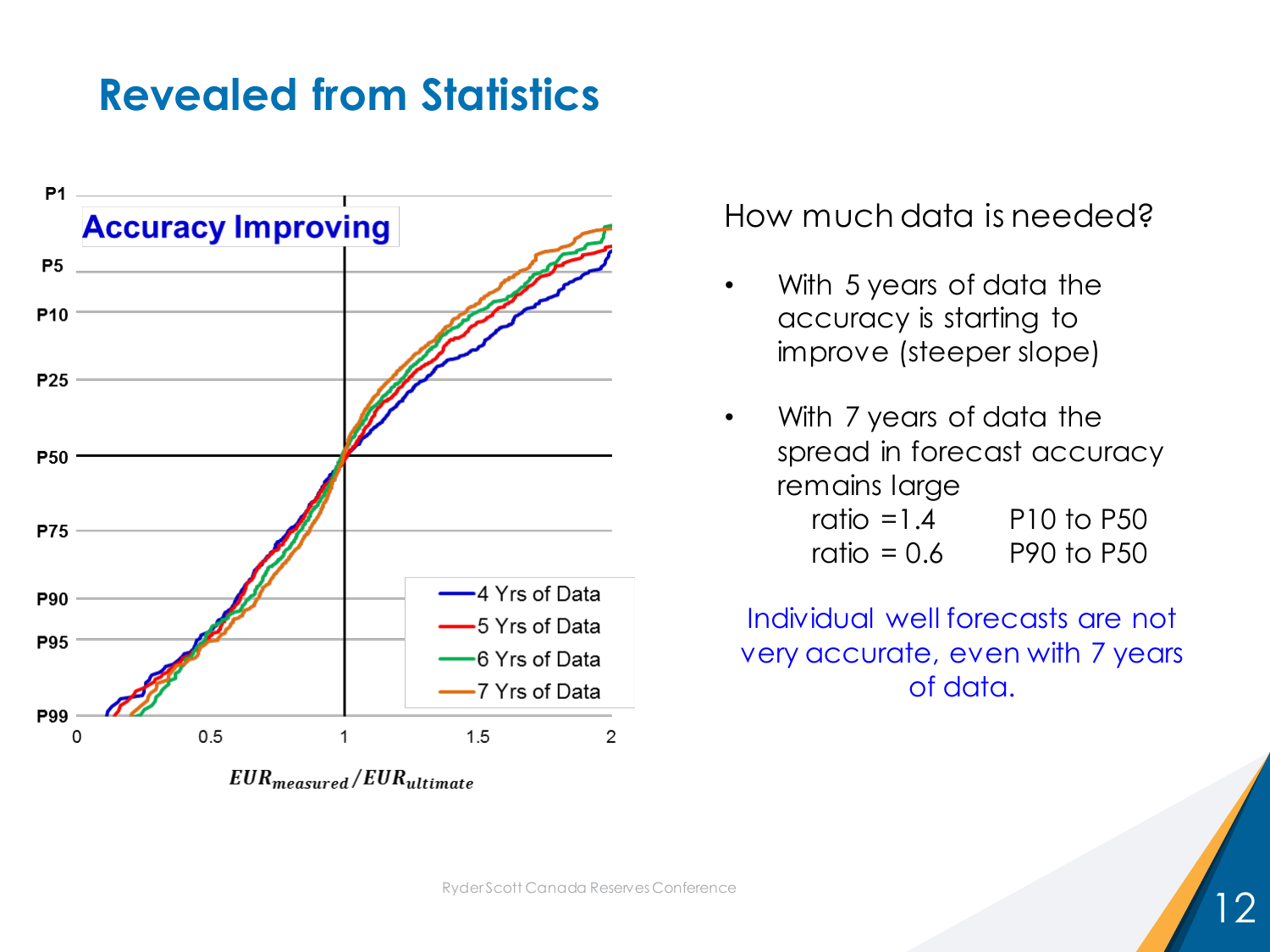# Revealed from Statistics

**Accuracy Improving**

P1, P5, P10, P25, P50, P75, P90, P95, P99

0, 0.5, 1, 1.5, 2

$EUR_{measured}/EUR_{ultimate}$

- 4 Yrs of Data
- 5 Yrs of Data
- 6 Yrs of Data
- 7 Yrs of Data

How much data is needed?

- With 5 years of data the accuracy is starting to improve (steeper slope)
- With 7 years of data the spread in forecast accuracy remains large
  - ratio = 1.4 P10 to P50
  - ratio = 0.6 P90 to P50

Individual well forecasts are not very accurate, even with 7 years of data.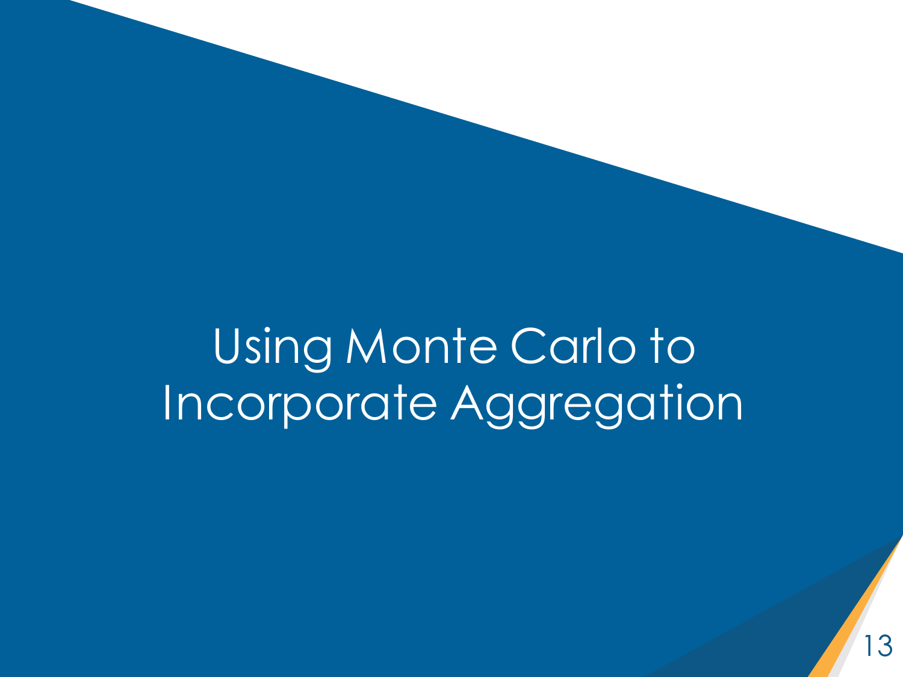# Using Monte Carlo to Incorporate Aggregation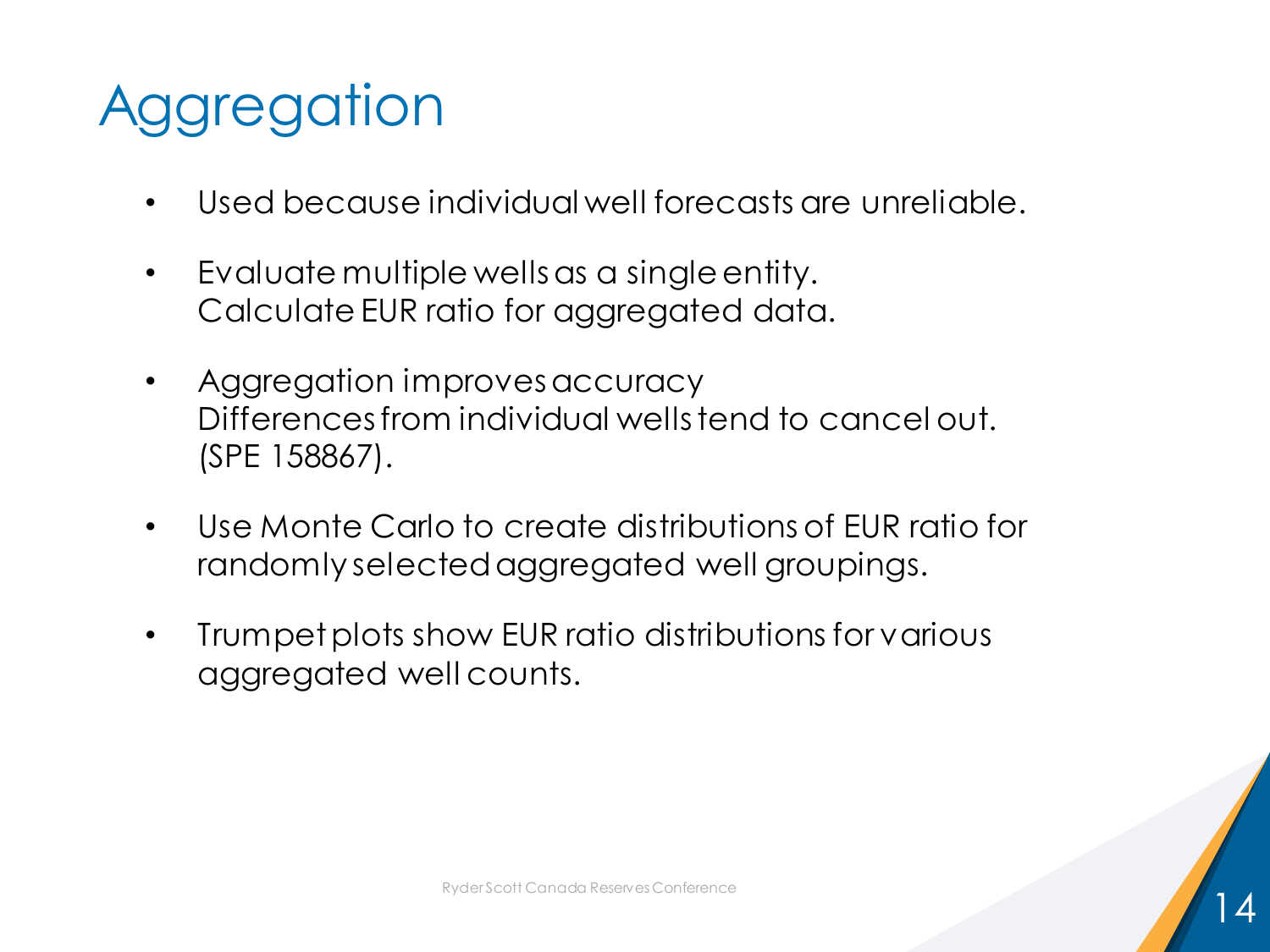# Aggregation

- Used because individual well forecasts are unreliable.
- Evaluate multiple wells as a single entity.
  Calculate EUR ratio for aggregated data.
- Aggregation improves accuracy
  Differences from individual wells tend to cancel out.
  (SPE 158867).
- Use Monte Carlo to create distributions of EUR ratio for randomly selected aggregated well groupings.
- Trumpet plots show EUR ratio distributions for various aggregated well counts.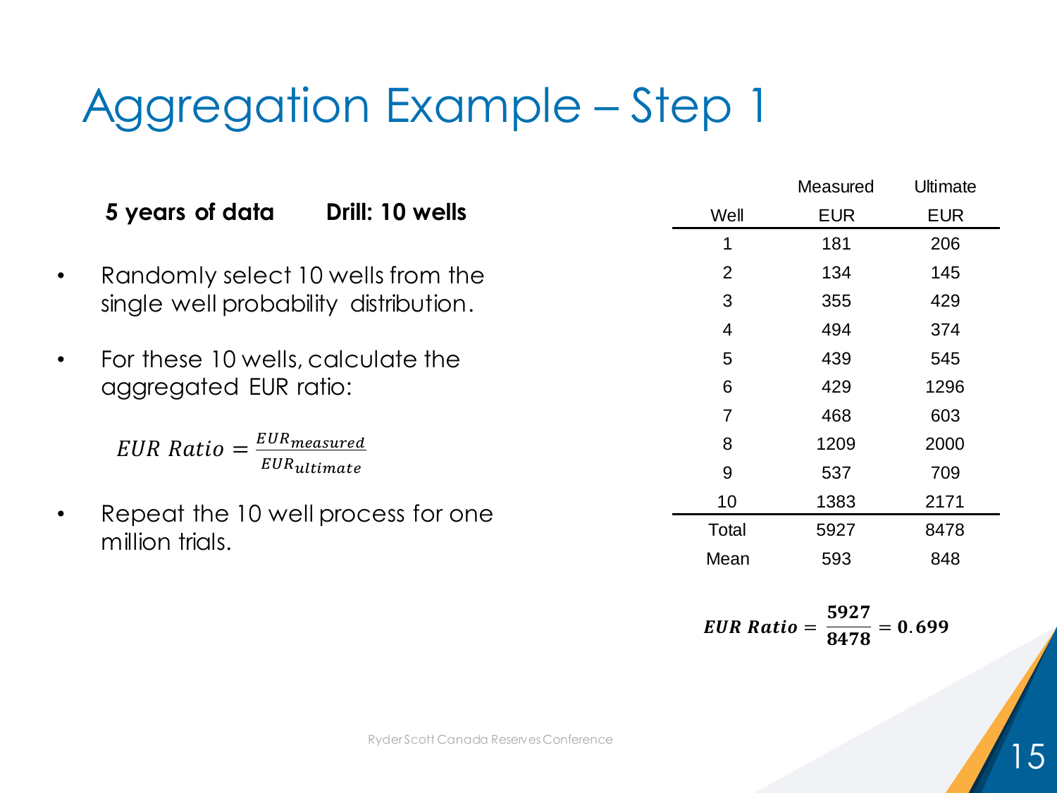# Aggregation Example – Step 1

**5 years of data** **Drill: 10 wells**

- Randomly select 10 wells from the single well probability distribution.
- For these 10 wells, calculate the aggregated EUR ratio:

$$EUR\ Ratio = \frac{EUR_{measured}}{EUR_{ultimate}}$$

- Repeat the 10 well process for one million trials.

| Well | Measured EUR | Ultimate EUR |
|---|---|---|
| 1 | 181 | 206 |
| 2 | 134 | 145 |
| 3 | 355 | 429 |
| 4 | 494 | 374 |
| 5 | 439 | 545 |
| 6 | 429 | 1296 |
| 7 | 468 | 603 |
| 8 | 1209 | 2000 |
| 9 | 537 | 709 |
| 10 | 1383 | 2171 |
| Total | 5927 | 8478 |
| Mean | 593 | 848 |

$$\boldsymbol{EUR\ Ratio = \frac{5927}{8478} = 0.699}$$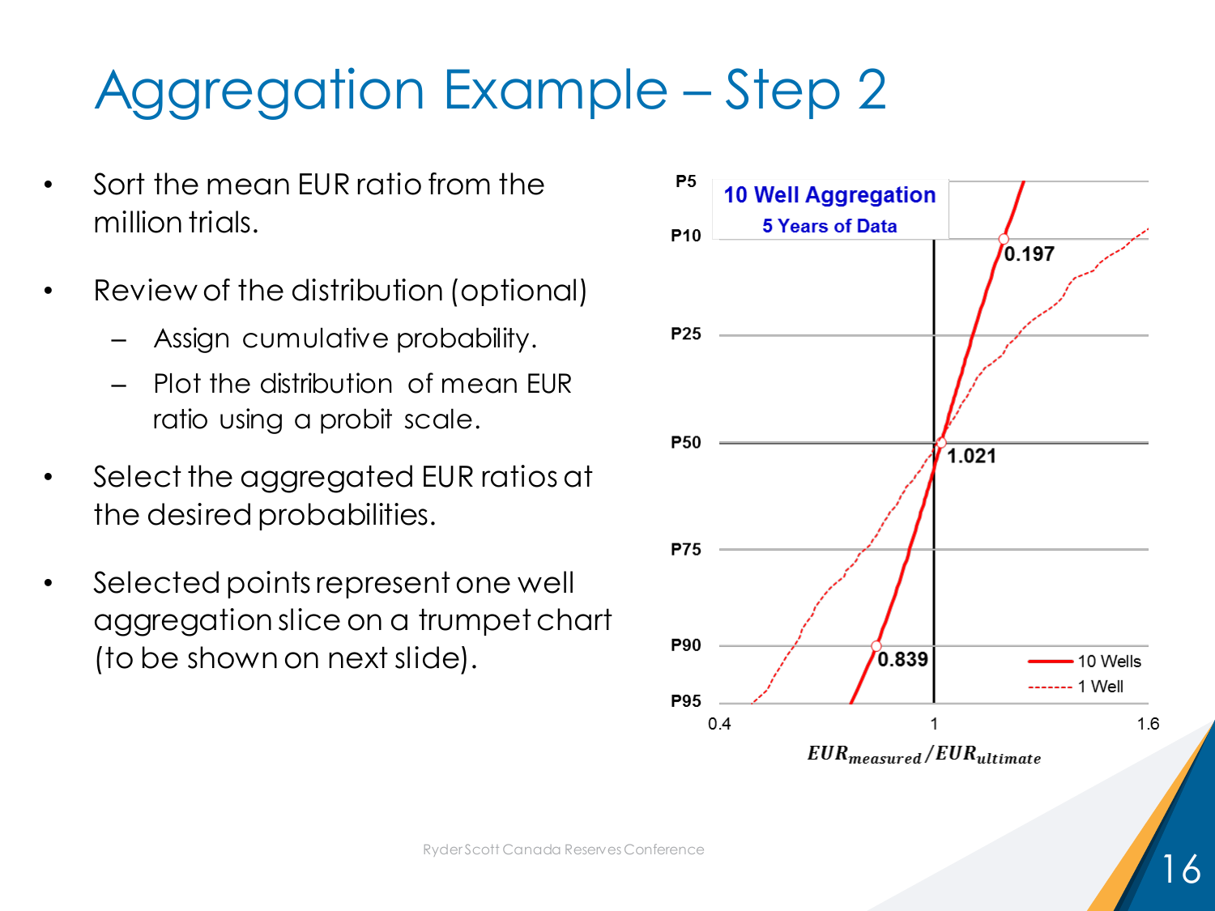# Aggregation Example – Step 2

- Sort the mean EUR ratio from the million trials.
- Review of the distribution (optional)
  - Assign cumulative probability.
  - Plot the distribution of mean EUR ratio using a probit scale.
- Select the aggregated EUR ratios at the desired probabilities.
- Selected points represent one well aggregation slice on a trumpet chart (to be shown on next slide).

**10 Well Aggregation**
**5 Years of Data**

P5, P10, P25, P50, P75, P90, P95

0.197, 1.021, 0.839

10 Wells
1 Well

0.4, 1, 1.6

$EUR_{measured}/EUR_{ultimate}$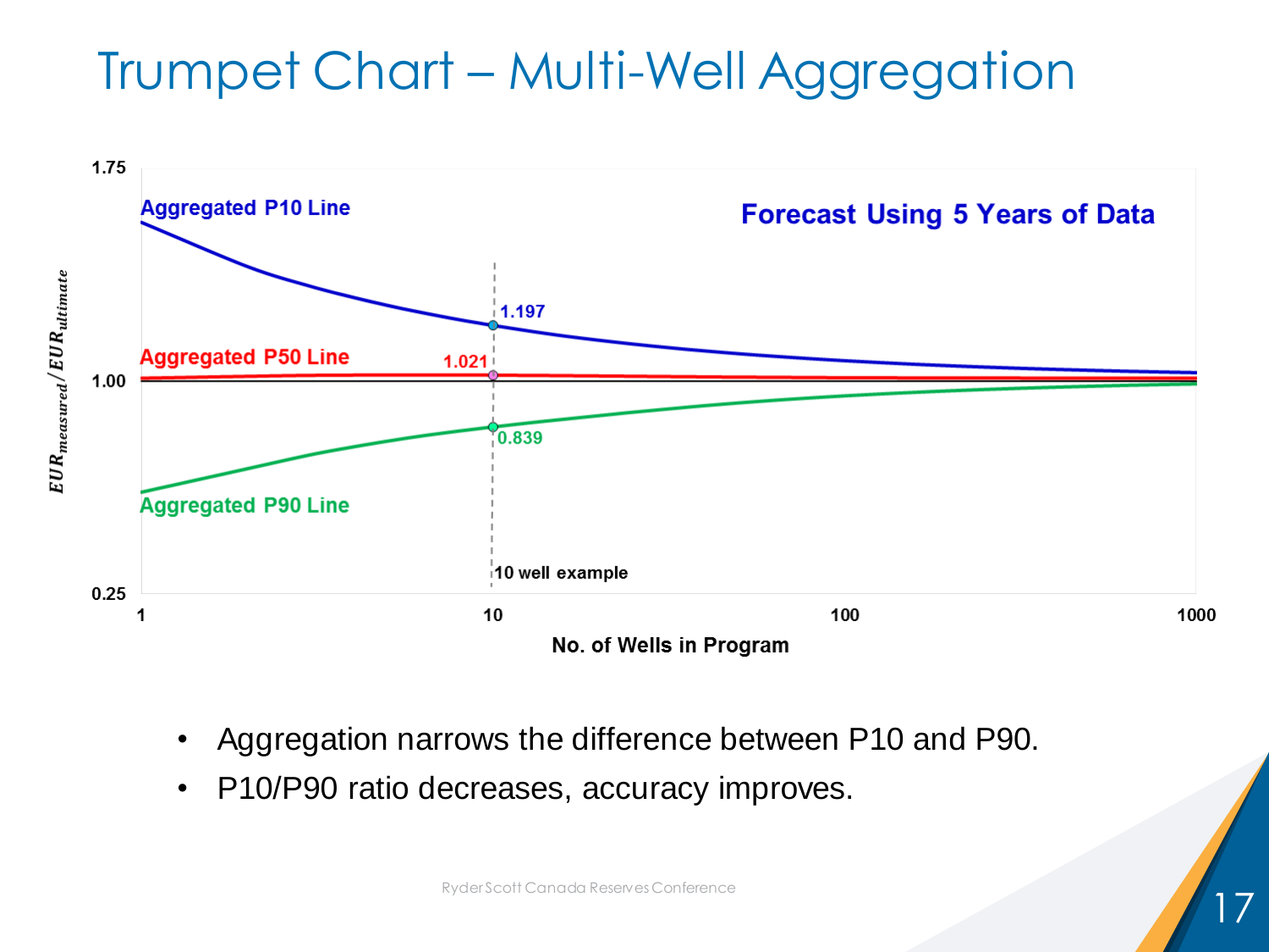# Trumpet Chart – Multi-Well Aggregation

**Forecast Using 5 Years of Data**

- Aggregated P10 Line — 1.197 (10 well example)
- Aggregated P50 Line — 1.021 (10 well example)
- Aggregated P90 Line — 0.839 (10 well example)

Y-axis: $EUR_{measured}/EUR_{ultimate}$ (0.25 – 1.75)

X-axis: No. of Wells in Program (1 – 1000)

- Aggregation narrows the difference between P10 and P90.
- P10/P90 ratio decreases, accuracy improves.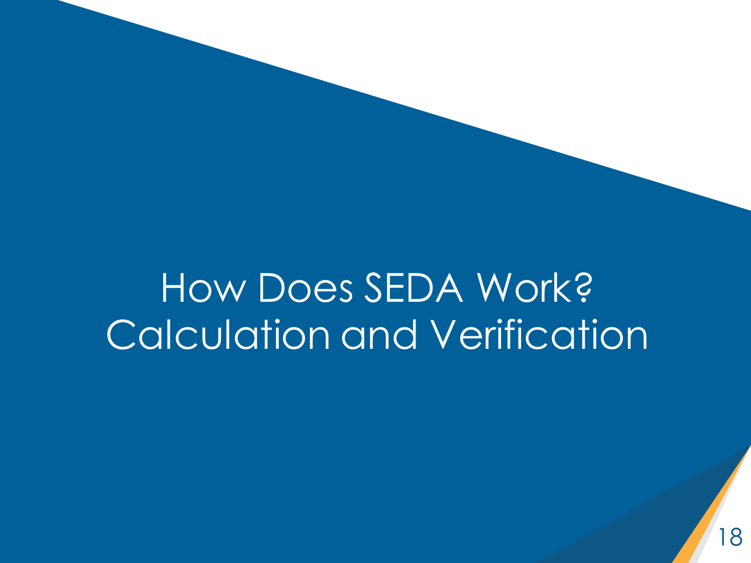# How Does SEDA Work?
# Calculation and Verification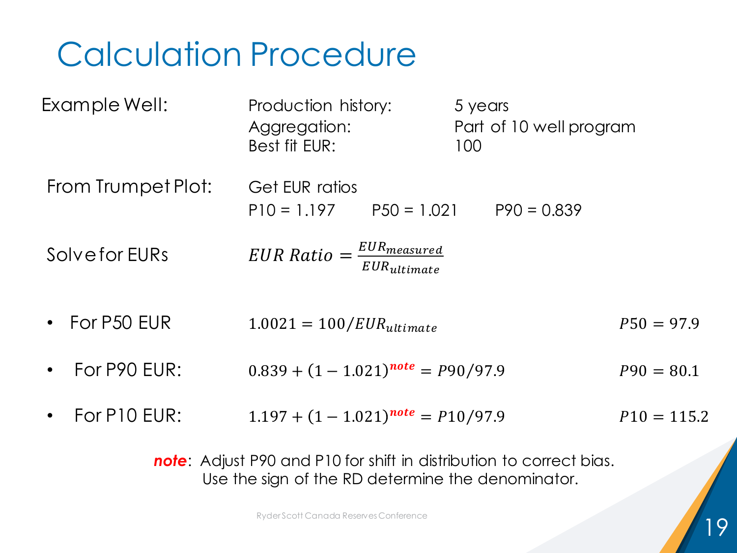# Calculation Procedure

| | | |
|---|---|---|
| Example Well: | Production history: | 5 years |
| | Aggregation: | Part of 10 well program |
| | Best fit EUR: | 100 |

From Trumpet Plot: Get EUR ratios

P10 = 1.197 P50 = 1.021 P90 = 0.839

Solve for EURs

$$EUR\ Ratio = \frac{EUR_{measured}}{EUR_{ultimate}}$$

- For P50 EUR $1.0021 = 100/EUR_{ultimate}$ $P50 = 97.9$
- For P90 EUR: $0.839 + (1 - 1.021)^{\textbf{note}} = P90/97.9$ $P90 = 80.1$
- For P10 EUR: $1.197 + (1 - 1.021)^{\textbf{note}} = P10/97.9$ $P10 = 115.2$

***note***: Adjust P90 and P10 for shift in distribution to correct bias. Use the sign of the RD determine the denominator.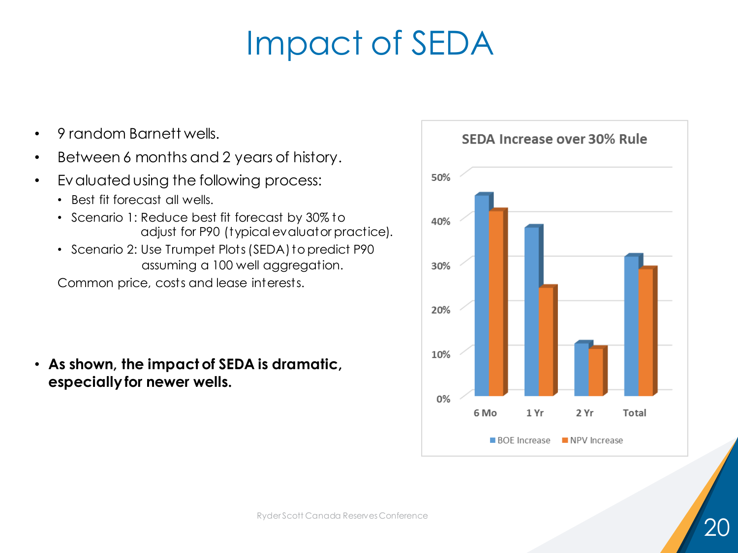# Impact of SEDA

- 9 random Barnett wells.
- Between 6 months and 2 years of history.
- Evaluated using the following process:
  - Best fit forecast all wells.
  - Scenario 1: Reduce best fit forecast by 30% to adjust for P90 (typical evaluator practice).
  - Scenario 2: Use Trumpet Plots (SEDA) to predict P90 assuming a 100 well aggregation.

  Common price, costs and lease interests.

- **As shown, the impact of SEDA is dramatic, especially for newer wells.**

**SEDA Increase over 30% Rule**

| | BOE Increase | NPV Increase |
|---|---|---|
| 6 Mo | ~45% | ~41% |
| 1 Yr | ~38% | ~24% |
| 2 Yr | ~12% | ~11% |
| Total | ~31% | ~28% |

Ryder Scott Canada Reserves Conference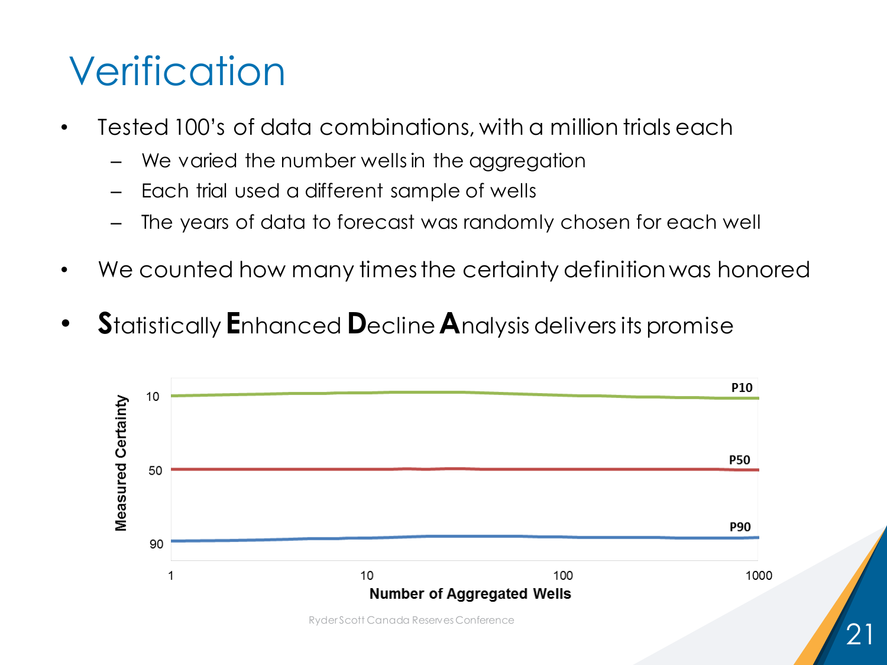# Verification

- Tested 100's of data combinations, with a million trials each
  - We varied the number wells in the aggregation
  - Each trial used a different sample of wells
  - The years of data to forecast was randomly chosen for each well
- We counted how many times the certainty definition was honored
- **S**tatistically **E**nhanced **D**ecline **A**nalysis delivers its promise

Measured Certainty: 10, 50, 90

P10, P50, P90

Number of Aggregated Wells: 1, 10, 100, 1000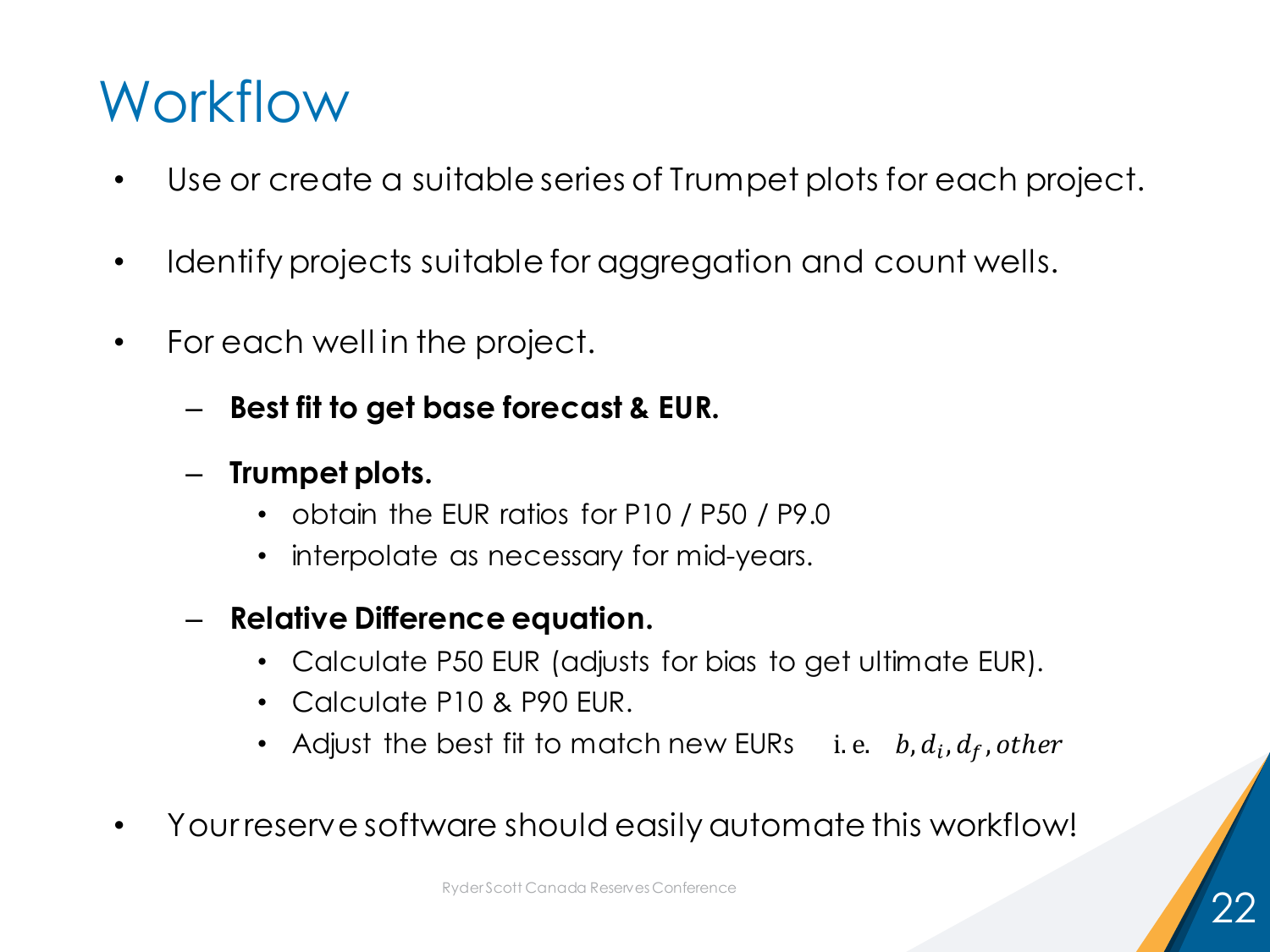# Workflow

- Use or create a suitable series of Trumpet plots for each project.
- Identify projects suitable for aggregation and count wells.
- For each well in the project.
  - **Best fit to get base forecast & EUR.**
  - **Trumpet plots.**
    - obtain the EUR ratios for P10 / P50 / P9.0
    - interpolate as necessary for mid-years.
  - **Relative Difference equation.**
    - Calculate P50 EUR (adjusts for bias to get ultimate EUR).
    - Calculate P10 & P90 EUR.
    - Adjust the best fit to match new EURs i.e. $b, d_i, d_f, other$
- Your reserve software should easily automate this workflow!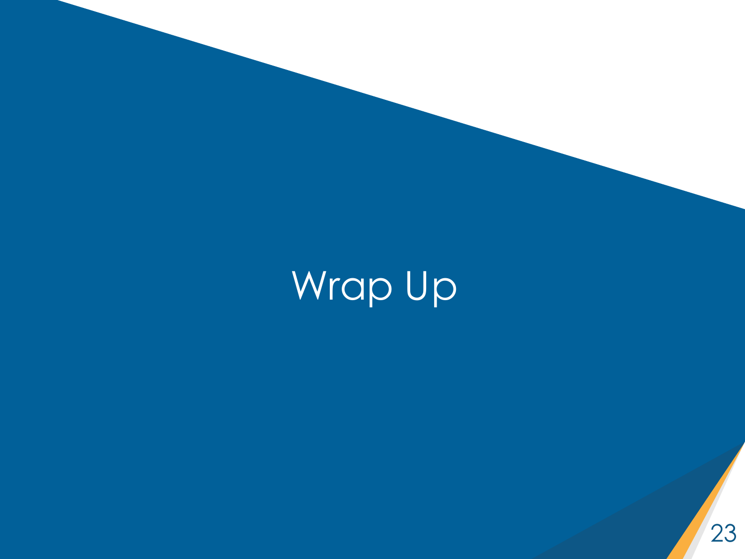# Wrap Up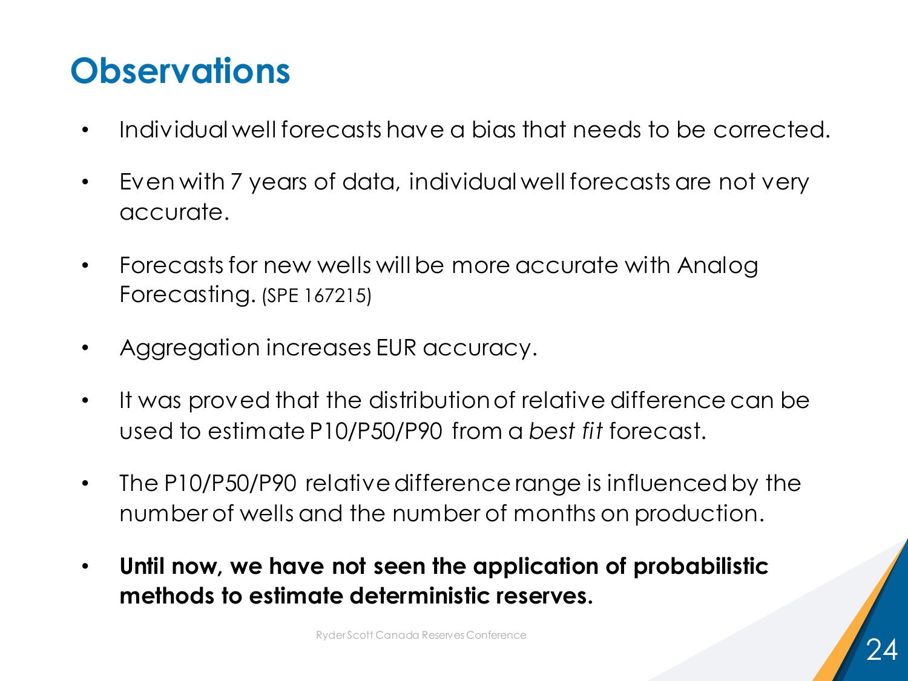# Observations

- Individual well forecasts have a bias that needs to be corrected.
- Even with 7 years of data, individual well forecasts are not very accurate.
- Forecasts for new wells will be more accurate with Analog Forecasting. (SPE 167215)
- Aggregation increases EUR accuracy.
- It was proved that the distribution of relative difference can be used to estimate P10/P50/P90 from a *best fit* forecast.
- The P10/P50/P90 relative difference range is influenced by the number of wells and the number of months on production.
- **Until now, we have not seen the application of probabilistic methods to estimate deterministic reserves.**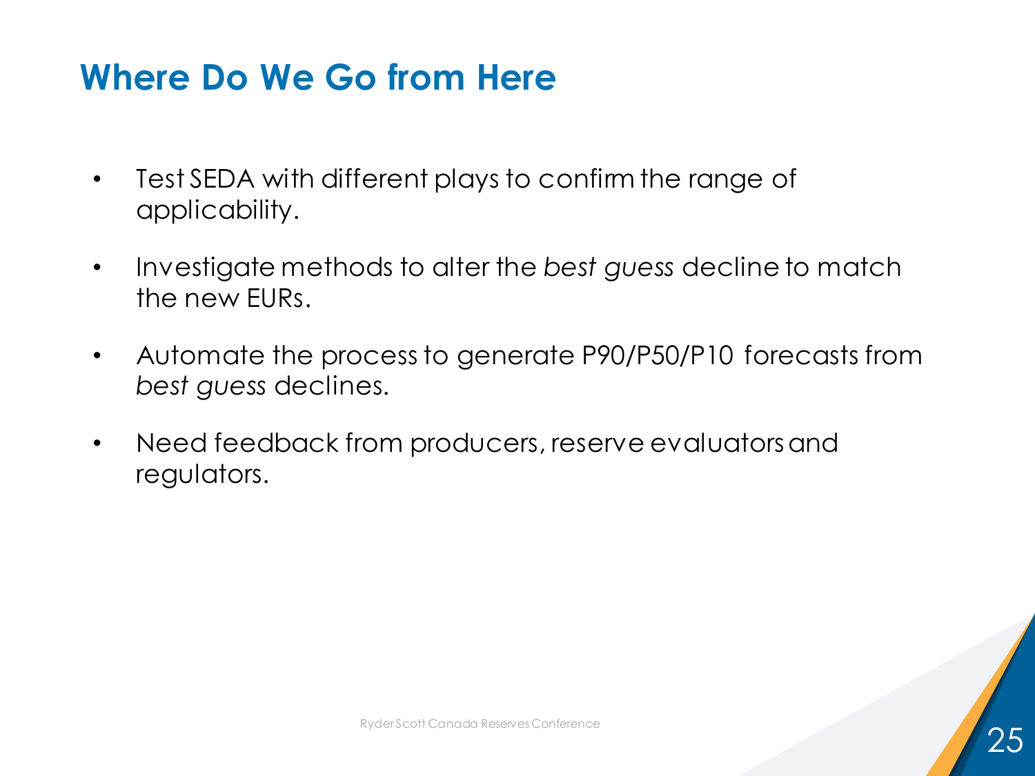## Where Do We Go from Here

- Test SEDA with different plays to confirm the range of applicability.
- Investigate methods to alter the *best guess* decline to match the new EURs.
- Automate the process to generate P90/P50/P10 forecasts from *best guess* declines.
- Need feedback from producers, reserve evaluators and regulators.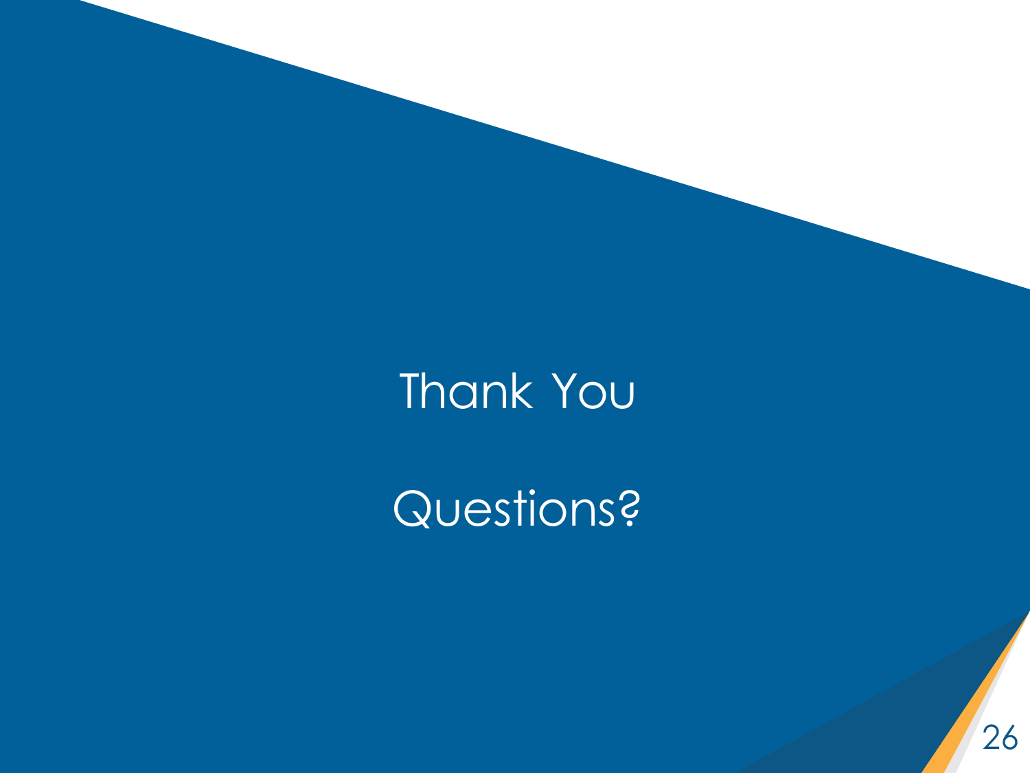Thank You

Questions?